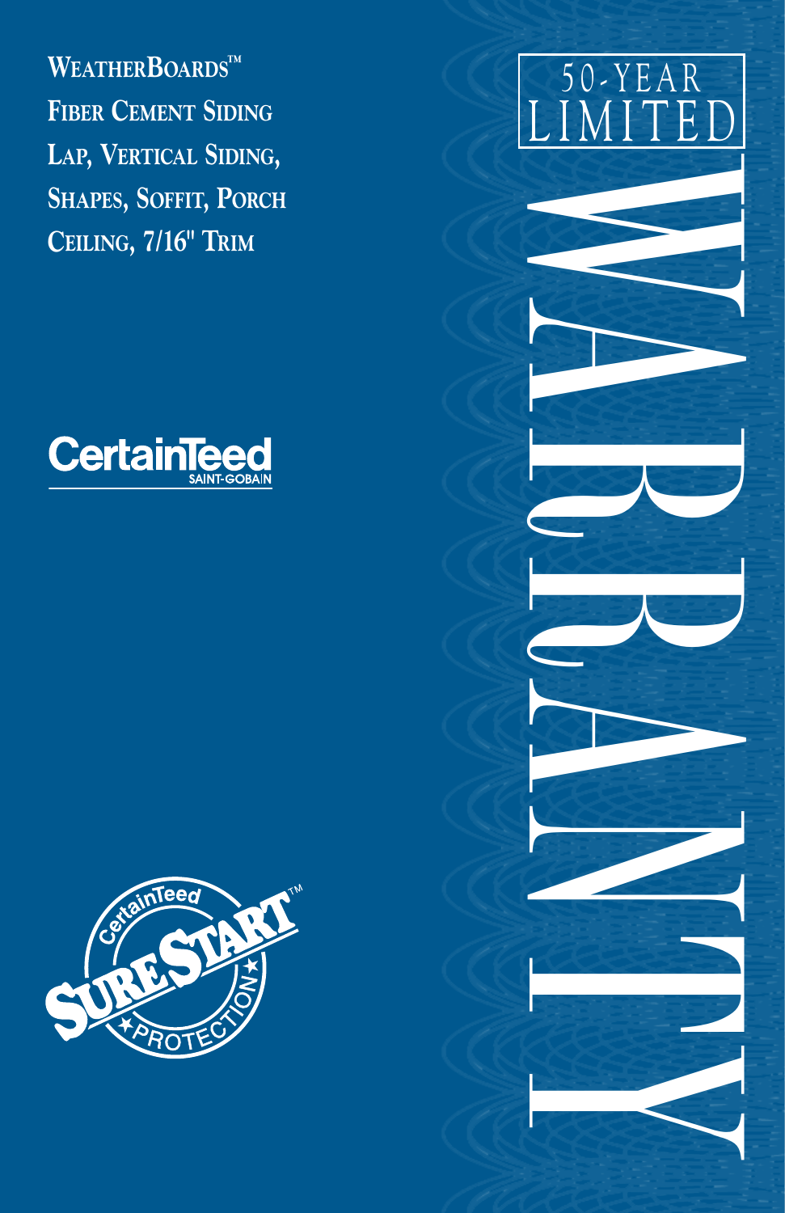**WeatherBoards™**
**Fiber Cement Siding**
**Lap, Vertical Siding,**
**Shapes, Soffit, Porch**
**Ceiling, 7/16" Trim**

CertainTeed
SAINT-GOBAIN

CertainTeed SureStart™ Protection

# 50-YEAR LIMITED WARRANTY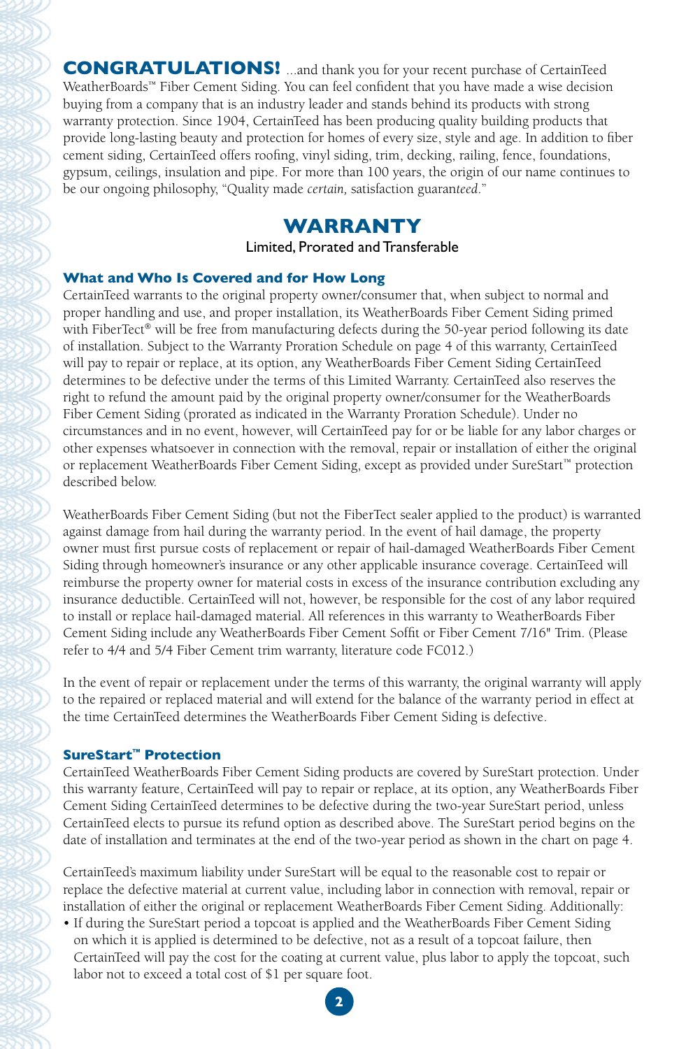**CONGRATULATIONS!** ...and thank you for your recent purchase of CertainTeed WeatherBoards™ Fiber Cement Siding. You can feel confident that you have made a wise decision buying from a company that is an industry leader and stands behind its products with strong warranty protection. Since 1904, CertainTeed has been producing quality building products that provide long-lasting beauty and protection for homes of every size, style and age. In addition to fiber cement siding, CertainTeed offers roofing, vinyl siding, trim, decking, railing, fence, foundations, gypsum, ceilings, insulation and pipe. For more than 100 years, the origin of our name continues to be our ongoing philosophy, "Quality made *certain,* satisfaction guaran*teed*."

# WARRANTY

Limited, Prorated and Transferable

### What and Who Is Covered and for How Long

CertainTeed warrants to the original property owner/consumer that, when subject to normal and proper handling and use, and proper installation, its WeatherBoards Fiber Cement Siding primed with FiberTect® will be free from manufacturing defects during the 50-year period following its date of installation. Subject to the Warranty Proration Schedule on page 4 of this warranty, CertainTeed will pay to repair or replace, at its option, any WeatherBoards Fiber Cement Siding CertainTeed determines to be defective under the terms of this Limited Warranty. CertainTeed also reserves the right to refund the amount paid by the original property owner/consumer for the WeatherBoards Fiber Cement Siding (prorated as indicated in the Warranty Proration Schedule). Under no circumstances and in no event, however, will CertainTeed pay for or be liable for any labor charges or other expenses whatsoever in connection with the removal, repair or installation of either the original or replacement WeatherBoards Fiber Cement Siding, except as provided under SureStart™ protection described below.

WeatherBoards Fiber Cement Siding (but not the FiberTect sealer applied to the product) is warranted against damage from hail during the warranty period. In the event of hail damage, the property owner must first pursue costs of replacement or repair of hail-damaged WeatherBoards Fiber Cement Siding through homeowner's insurance or any other applicable insurance coverage. CertainTeed will reimburse the property owner for material costs in excess of the insurance contribution excluding any insurance deductible. CertainTeed will not, however, be responsible for the cost of any labor required to install or replace hail-damaged material. All references in this warranty to WeatherBoards Fiber Cement Siding include any WeatherBoards Fiber Cement Soffit or Fiber Cement 7/16" Trim. (Please refer to 4/4 and 5/4 Fiber Cement trim warranty, literature code FC012.)

In the event of repair or replacement under the terms of this warranty, the original warranty will apply to the repaired or replaced material and will extend for the balance of the warranty period in effect at the time CertainTeed determines the WeatherBoards Fiber Cement Siding is defective.

### SureStart™ Protection

CertainTeed WeatherBoards Fiber Cement Siding products are covered by SureStart protection. Under this warranty feature, CertainTeed will pay to repair or replace, at its option, any WeatherBoards Fiber Cement Siding CertainTeed determines to be defective during the two-year SureStart period, unless CertainTeed elects to pursue its refund option as described above. The SureStart period begins on the date of installation and terminates at the end of the two-year period as shown in the chart on page 4.

CertainTeed's maximum liability under SureStart will be equal to the reasonable cost to repair or replace the defective material at current value, including labor in connection with removal, repair or installation of either the original or replacement WeatherBoards Fiber Cement Siding. Additionally:

- If during the SureStart period a topcoat is applied and the WeatherBoards Fiber Cement Siding on which it is applied is determined to be defective, not as a result of a topcoat failure, then CertainTeed will pay the cost for the coating at current value, plus labor to apply the topcoat, such labor not to exceed a total cost of $1 per square foot.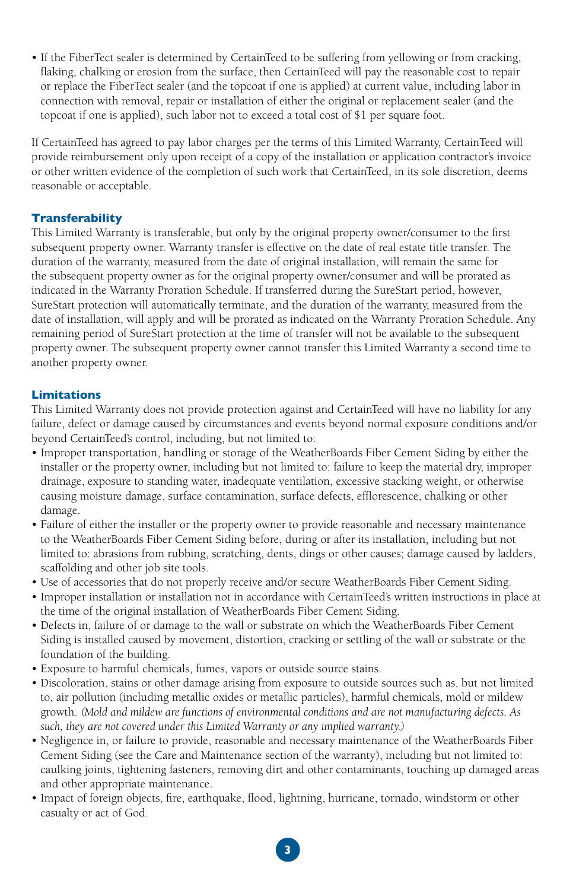- If the FiberTect sealer is determined by CertainTeed to be suffering from yellowing or from cracking, flaking, chalking or erosion from the surface, then CertainTeed will pay the reasonable cost to repair or replace the FiberTect sealer (and the topcoat if one is applied) at current value, including labor in connection with removal, repair or installation of either the original or replacement sealer (and the topcoat if one is applied), such labor not to exceed a total cost of $1 per square foot.

If CertainTeed has agreed to pay labor charges per the terms of this Limited Warranty, CertainTeed will provide reimbursement only upon receipt of a copy of the installation or application contractor's invoice or other written evidence of the completion of such work that CertainTeed, in its sole discretion, deems reasonable or acceptable.

## Transferability

This Limited Warranty is transferable, but only by the original property owner/consumer to the first subsequent property owner. Warranty transfer is effective on the date of real estate title transfer. The duration of the warranty, measured from the date of original installation, will remain the same for the subsequent property owner as for the original property owner/consumer and will be prorated as indicated in the Warranty Proration Schedule. If transferred during the SureStart period, however, SureStart protection will automatically terminate, and the duration of the warranty, measured from the date of installation, will apply and will be prorated as indicated on the Warranty Proration Schedule. Any remaining period of SureStart protection at the time of transfer will not be available to the subsequent property owner. The subsequent property owner cannot transfer this Limited Warranty a second time to another property owner.

## Limitations

This Limited Warranty does not provide protection against and CertainTeed will have no liability for any failure, defect or damage caused by circumstances and events beyond normal exposure conditions and/or beyond CertainTeed's control, including, but not limited to:

- Improper transportation, handling or storage of the WeatherBoards Fiber Cement Siding by either the installer or the property owner, including but not limited to: failure to keep the material dry, improper drainage, exposure to standing water, inadequate ventilation, excessive stacking weight, or otherwise causing moisture damage, surface contamination, surface defects, efflorescence, chalking or other damage.
- Failure of either the installer or the property owner to provide reasonable and necessary maintenance to the WeatherBoards Fiber Cement Siding before, during or after its installation, including but not limited to: abrasions from rubbing, scratching, dents, dings or other causes; damage caused by ladders, scaffolding and other job site tools.
- Use of accessories that do not properly receive and/or secure WeatherBoards Fiber Cement Siding.
- Improper installation or installation not in accordance with CertainTeed's written instructions in place at the time of the original installation of WeatherBoards Fiber Cement Siding.
- Defects in, failure of or damage to the wall or substrate on which the WeatherBoards Fiber Cement Siding is installed caused by movement, distortion, cracking or settling of the wall or substrate or the foundation of the building.
- Exposure to harmful chemicals, fumes, vapors or outside source stains.
- Discoloration, stains or other damage arising from exposure to outside sources such as, but not limited to, air pollution (including metallic oxides or metallic particles), harmful chemicals, mold or mildew growth. *(Mold and mildew are functions of environmental conditions and are not manufacturing defects. As such, they are not covered under this Limited Warranty or any implied warranty.)*
- Negligence in, or failure to provide, reasonable and necessary maintenance of the WeatherBoards Fiber Cement Siding (see the Care and Maintenance section of the warranty), including but not limited to: caulking joints, tightening fasteners, removing dirt and other contaminants, touching up damaged areas and other appropriate maintenance.
- Impact of foreign objects, fire, earthquake, flood, lightning, hurricane, tornado, windstorm or other casualty or act of God.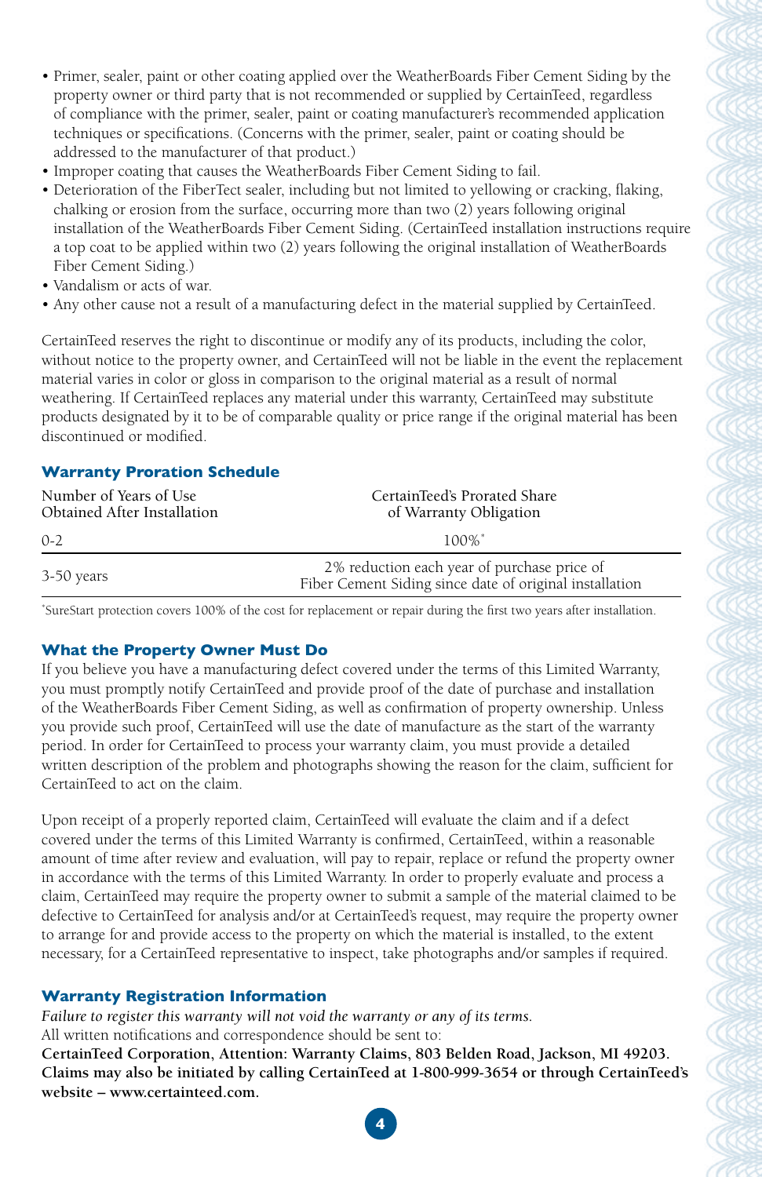- Primer, sealer, paint or other coating applied over the WeatherBoards Fiber Cement Siding by the property owner or third party that is not recommended or supplied by CertainTeed, regardless of compliance with the primer, sealer, paint or coating manufacturer's recommended application techniques or specifications. (Concerns with the primer, sealer, paint or coating should be addressed to the manufacturer of that product.)
- Improper coating that causes the WeatherBoards Fiber Cement Siding to fail.
- Deterioration of the FiberTect sealer, including but not limited to yellowing or cracking, flaking, chalking or erosion from the surface, occurring more than two (2) years following original installation of the WeatherBoards Fiber Cement Siding. (CertainTeed installation instructions require a top coat to be applied within two (2) years following the original installation of WeatherBoards Fiber Cement Siding.)
- Vandalism or acts of war.
- Any other cause not a result of a manufacturing defect in the material supplied by CertainTeed.

CertainTeed reserves the right to discontinue or modify any of its products, including the color, without notice to the property owner, and CertainTeed will not be liable in the event the replacement material varies in color or gloss in comparison to the original material as a result of normal weathering. If CertainTeed replaces any material under this warranty, CertainTeed may substitute products designated by it to be of comparable quality or price range if the original material has been discontinued or modified.

## Warranty Proration Schedule

| Number of Years of Use Obtained After Installation | CertainTeed's Prorated Share of Warranty Obligation |
|---|---|
| 0-2 | 100%* |
| 3-50 years | 2% reduction each year of purchase price of Fiber Cement Siding since date of original installation |

*SureStart protection covers 100% of the cost for replacement or repair during the first two years after installation.

## What the Property Owner Must Do

If you believe you have a manufacturing defect covered under the terms of this Limited Warranty, you must promptly notify CertainTeed and provide proof of the date of purchase and installation of the WeatherBoards Fiber Cement Siding, as well as confirmation of property ownership. Unless you provide such proof, CertainTeed will use the date of manufacture as the start of the warranty period. In order for CertainTeed to process your warranty claim, you must provide a detailed written description of the problem and photographs showing the reason for the claim, sufficient for CertainTeed to act on the claim.

Upon receipt of a properly reported claim, CertainTeed will evaluate the claim and if a defect covered under the terms of this Limited Warranty is confirmed, CertainTeed, within a reasonable amount of time after review and evaluation, will pay to repair, replace or refund the property owner in accordance with the terms of this Limited Warranty. In order to properly evaluate and process a claim, CertainTeed may require the property owner to submit a sample of the material claimed to be defective to CertainTeed for analysis and/or at CertainTeed's request, may require the property owner to arrange for and provide access to the property on which the material is installed, to the extent necessary, for a CertainTeed representative to inspect, take photographs and/or samples if required.

## Warranty Registration Information

*Failure to register this warranty will not void the warranty or any of its terms.*
All written notifications and correspondence should be sent to:
**CertainTeed Corporation, Attention: Warranty Claims, 803 Belden Road, Jackson, MI 49203. Claims may also be initiated by calling CertainTeed at 1-800-999-3654 or through CertainTeed's website – www.certainteed.com.**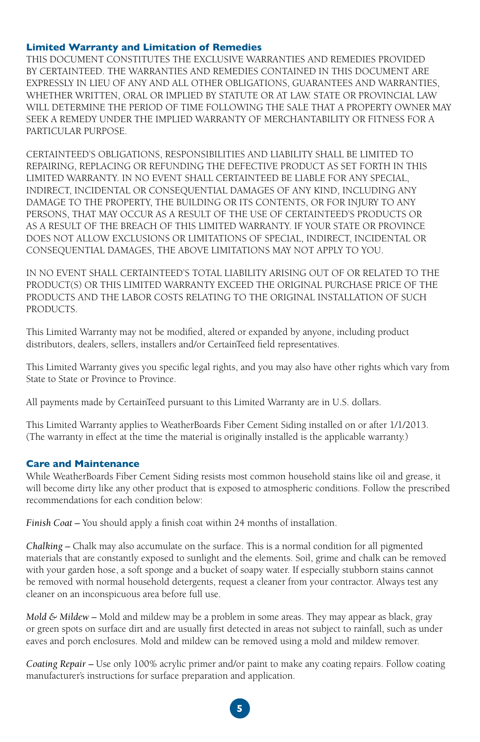## Limited Warranty and Limitation of Remedies

THIS DOCUMENT CONSTITUTES THE EXCLUSIVE WARRANTIES AND REMEDIES PROVIDED BY CERTAINTEED. THE WARRANTIES AND REMEDIES CONTAINED IN THIS DOCUMENT ARE EXPRESSLY IN LIEU OF ANY AND ALL OTHER OBLIGATIONS, GUARANTEES AND WARRANTIES, WHETHER WRITTEN, ORAL OR IMPLIED BY STATUTE OR AT LAW. STATE OR PROVINCIAL LAW WILL DETERMINE THE PERIOD OF TIME FOLLOWING THE SALE THAT A PROPERTY OWNER MAY SEEK A REMEDY UNDER THE IMPLIED WARRANTY OF MERCHANTABILITY OR FITNESS FOR A PARTICULAR PURPOSE.

CERTAINTEED'S OBLIGATIONS, RESPONSIBILITIES AND LIABILITY SHALL BE LIMITED TO REPAIRING, REPLACING OR REFUNDING THE DEFECTIVE PRODUCT AS SET FORTH IN THIS LIMITED WARRANTY. IN NO EVENT SHALL CERTAINTEED BE LIABLE FOR ANY SPECIAL, INDIRECT, INCIDENTAL OR CONSEQUENTIAL DAMAGES OF ANY KIND, INCLUDING ANY DAMAGE TO THE PROPERTY, THE BUILDING OR ITS CONTENTS, OR FOR INJURY TO ANY PERSONS, THAT MAY OCCUR AS A RESULT OF THE USE OF CERTAINTEED'S PRODUCTS OR AS A RESULT OF THE BREACH OF THIS LIMITED WARRANTY. IF YOUR STATE OR PROVINCE DOES NOT ALLOW EXCLUSIONS OR LIMITATIONS OF SPECIAL, INDIRECT, INCIDENTAL OR CONSEQUENTIAL DAMAGES, THE ABOVE LIMITATIONS MAY NOT APPLY TO YOU.

IN NO EVENT SHALL CERTAINTEED'S TOTAL LIABILITY ARISING OUT OF OR RELATED TO THE PRODUCT(S) OR THIS LIMITED WARRANTY EXCEED THE ORIGINAL PURCHASE PRICE OF THE PRODUCTS AND THE LABOR COSTS RELATING TO THE ORIGINAL INSTALLATION OF SUCH PRODUCTS.

This Limited Warranty may not be modified, altered or expanded by anyone, including product distributors, dealers, sellers, installers and/or CertainTeed field representatives.

This Limited Warranty gives you specific legal rights, and you may also have other rights which vary from State to State or Province to Province.

All payments made by CertainTeed pursuant to this Limited Warranty are in U.S. dollars.

This Limited Warranty applies to WeatherBoards Fiber Cement Siding installed on or after 1/1/2013. (The warranty in effect at the time the material is originally installed is the applicable warranty.)

## Care and Maintenance

While WeatherBoards Fiber Cement Siding resists most common household stains like oil and grease, it will become dirty like any other product that is exposed to atmospheric conditions. Follow the prescribed recommendations for each condition below:

*Finish Coat* – You should apply a finish coat within 24 months of installation.

*Chalking* – Chalk may also accumulate on the surface. This is a normal condition for all pigmented materials that are constantly exposed to sunlight and the elements. Soil, grime and chalk can be removed with your garden hose, a soft sponge and a bucket of soapy water. If especially stubborn stains cannot be removed with normal household detergents, request a cleaner from your contractor. Always test any cleaner on an inconspicuous area before full use.

*Mold & Mildew* – Mold and mildew may be a problem in some areas. They may appear as black, gray or green spots on surface dirt and are usually first detected in areas not subject to rainfall, such as under eaves and porch enclosures. Mold and mildew can be removed using a mold and mildew remover.

*Coating Repair* – Use only 100% acrylic primer and/or paint to make any coating repairs. Follow coating manufacturer's instructions for surface preparation and application.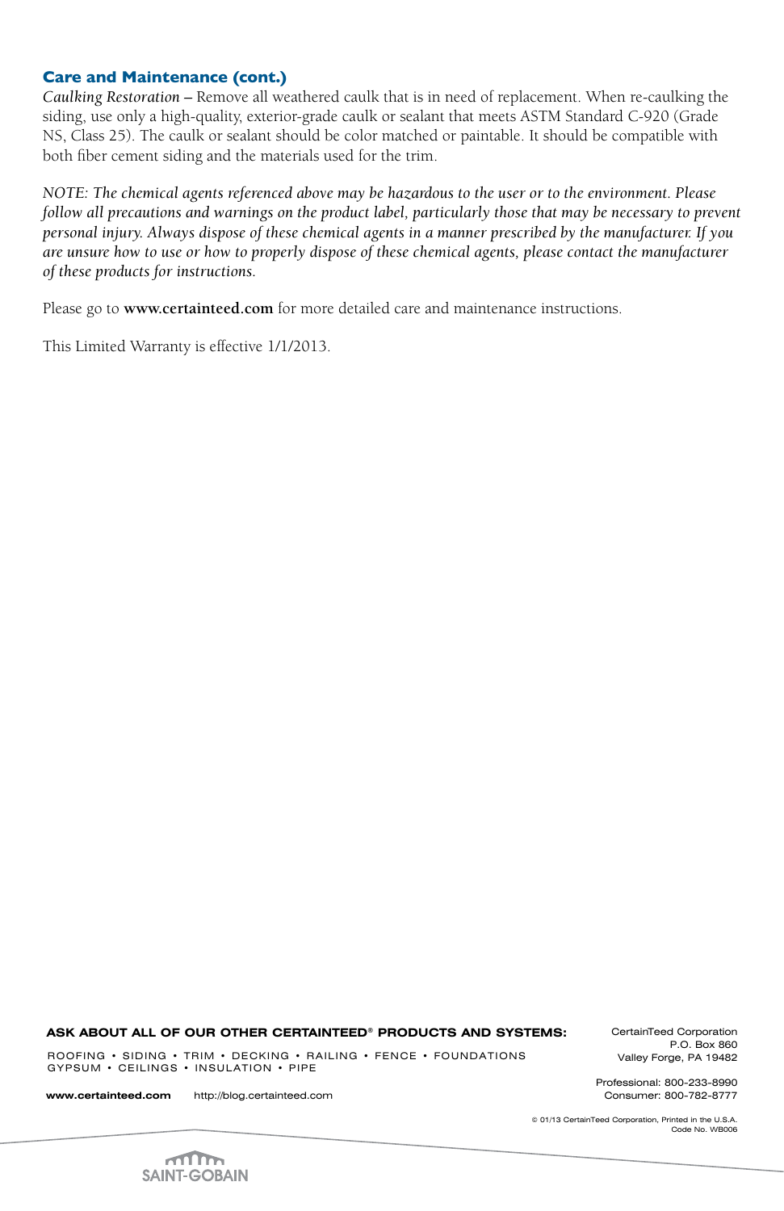## Care and Maintenance (cont.)

*Caulking Restoration* – Remove all weathered caulk that is in need of replacement. When re-caulking the siding, use only a high-quality, exterior-grade caulk or sealant that meets ASTM Standard C-920 (Grade NS, Class 25). The caulk or sealant should be color matched or paintable. It should be compatible with both fiber cement siding and the materials used for the trim.

*NOTE: The chemical agents referenced above may be hazardous to the user or to the environment. Please follow all precautions and warnings on the product label, particularly those that may be necessary to prevent personal injury. Always dispose of these chemical agents in a manner prescribed by the manufacturer. If you are unsure how to use or how to properly dispose of these chemical agents, please contact the manufacturer of these products for instructions.*

Please go to **www.certainteed.com** for more detailed care and maintenance instructions.

This Limited Warranty is effective 1/1/2013.

**ASK ABOUT ALL OF OUR OTHER CERTAINTEED® PRODUCTS AND SYSTEMS:**

ROOFING • SIDING • TRIM • DECKING • RAILING • FENCE • FOUNDATIONS
GYPSUM • CEILINGS • INSULATION • PIPE

**www.certainteed.com** http://blog.certainteed.com

CertainTeed Corporation
P.O. Box 860
Valley Forge, PA 19482

Professional: 800-233-8990
Consumer: 800-782-8777

© 01/13 CertainTeed Corporation, Printed in the U.S.A.
Code No. WB006

SAINT-GOBAIN